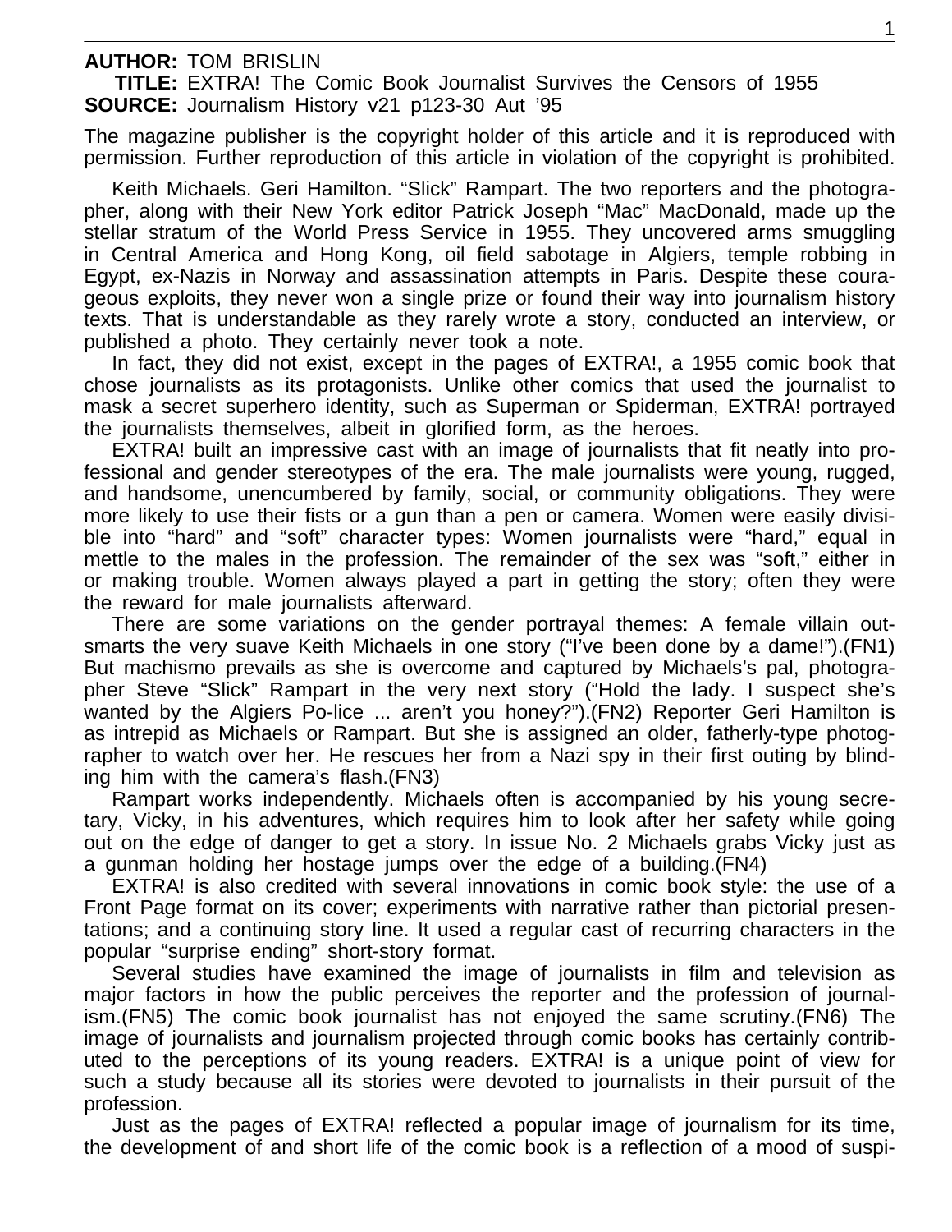**AUTHOR:** TOM BRISLIN
**TITLE:** EXTRA! The Comic Book Journalist Survives the Censors of 1955
**SOURCE:** Journalism History v21 p123-30 Aut '95

The magazine publisher is the copyright holder of this article and it is reproduced with permission. Further reproduction of this article in violation of the copyright is prohibited.

Keith Michaels. Geri Hamilton. "Slick" Rampart. The two reporters and the photographer, along with their New York editor Patrick Joseph "Mac" MacDonald, made up the stellar stratum of the World Press Service in 1955. They uncovered arms smuggling in Central America and Hong Kong, oil field sabotage in Algiers, temple robbing in Egypt, ex-Nazis in Norway and assassination attempts in Paris. Despite these courageous exploits, they never won a single prize or found their way into journalism history texts. That is understandable as they rarely wrote a story, conducted an interview, or published a photo. They certainly never took a note.

In fact, they did not exist, except in the pages of EXTRA!, a 1955 comic book that chose journalists as its protagonists. Unlike other comics that used the journalist to mask a secret superhero identity, such as Superman or Spiderman, EXTRA! portrayed the journalists themselves, albeit in glorified form, as the heroes.

EXTRA! built an impressive cast with an image of journalists that fit neatly into professional and gender stereotypes of the era. The male journalists were young, rugged, and handsome, unencumbered by family, social, or community obligations. They were more likely to use their fists or a gun than a pen or camera. Women were easily divisible into "hard" and "soft" character types: Women journalists were "hard," equal in mettle to the males in the profession. The remainder of the sex was "soft," either in or making trouble. Women always played a part in getting the story; often they were the reward for male journalists afterward.

There are some variations on the gender portrayal themes: A female villain outsmarts the very suave Keith Michaels in one story ("I've been done by a dame!").(FN1) But machismo prevails as she is overcome and captured by Michaels's pal, photographer Steve "Slick" Rampart in the very next story ("Hold the lady. I suspect she's wanted by the Algiers Po-lice ... aren't you honey?").(FN2) Reporter Geri Hamilton is as intrepid as Michaels or Rampart. But she is assigned an older, fatherly-type photographer to watch over her. He rescues her from a Nazi spy in their first outing by blinding him with the camera's flash.(FN3)

Rampart works independently. Michaels often is accompanied by his young secretary, Vicky, in his adventures, which requires him to look after her safety while going out on the edge of danger to get a story. In issue No. 2 Michaels grabs Vicky just as a gunman holding her hostage jumps over the edge of a building.(FN4)

EXTRA! is also credited with several innovations in comic book style: the use of a Front Page format on its cover; experiments with narrative rather than pictorial presentations; and a continuing story line. It used a regular cast of recurring characters in the popular "surprise ending" short-story format.

Several studies have examined the image of journalists in film and television as major factors in how the public perceives the reporter and the profession of journalism.(FN5) The comic book journalist has not enjoyed the same scrutiny.(FN6) The image of journalists and journalism projected through comic books has certainly contributed to the perceptions of its young readers. EXTRA! is a unique point of view for such a study because all its stories were devoted to journalists in their pursuit of the profession.

Just as the pages of EXTRA! reflected a popular image of journalism for its time, the development of and short life of the comic book is a reflection of a mood of suspi-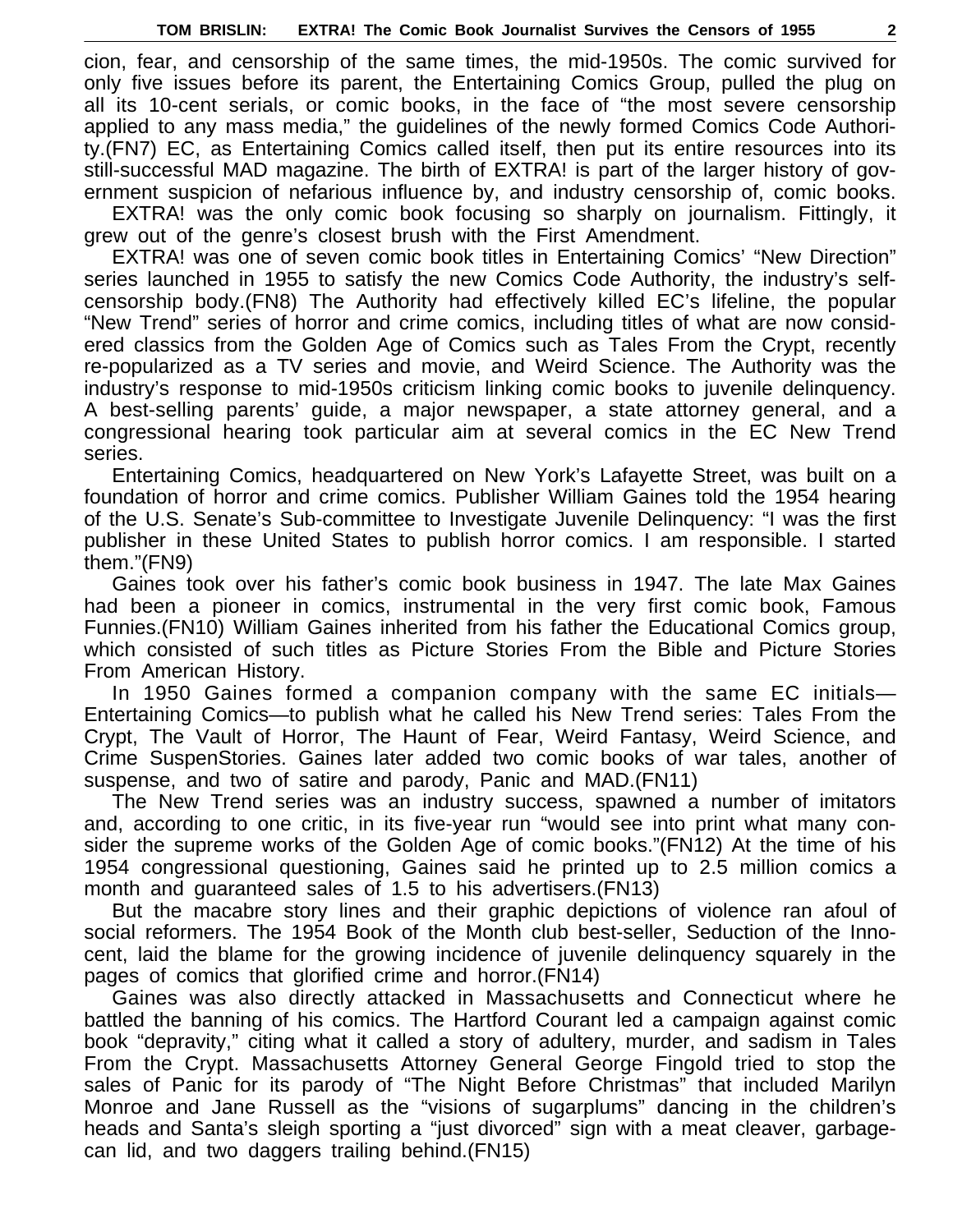cion, fear, and censorship of the same times, the mid-1950s. The comic survived for only five issues before its parent, the Entertaining Comics Group, pulled the plug on all its 10-cent serials, or comic books, in the face of "the most severe censorship applied to any mass media," the guidelines of the newly formed Comics Code Authority.(FN7) EC, as Entertaining Comics called itself, then put its entire resources into its still-successful MAD magazine. The birth of EXTRA! is part of the larger history of government suspicion of nefarious influence by, and industry censorship of, comic books.

EXTRA! was the only comic book focusing so sharply on journalism. Fittingly, it grew out of the genre's closest brush with the First Amendment.

EXTRA! was one of seven comic book titles in Entertaining Comics' "New Direction" series launched in 1955 to satisfy the new Comics Code Authority, the industry's self-censorship body.(FN8) The Authority had effectively killed EC's lifeline, the popular "New Trend" series of horror and crime comics, including titles of what are now considered classics from the Golden Age of Comics such as Tales From the Crypt, recently re-popularized as a TV series and movie, and Weird Science. The Authority was the industry's response to mid-1950s criticism linking comic books to juvenile delinquency. A best-selling parents' guide, a major newspaper, a state attorney general, and a congressional hearing took particular aim at several comics in the EC New Trend series.

Entertaining Comics, headquartered on New York's Lafayette Street, was built on a foundation of horror and crime comics. Publisher William Gaines told the 1954 hearing of the U.S. Senate's Sub-committee to Investigate Juvenile Delinquency: "I was the first publisher in these United States to publish horror comics. I am responsible. I started them."(FN9)

Gaines took over his father's comic book business in 1947. The late Max Gaines had been a pioneer in comics, instrumental in the very first comic book, Famous Funnies.(FN10) William Gaines inherited from his father the Educational Comics group, which consisted of such titles as Picture Stories From the Bible and Picture Stories From American History.

In 1950 Gaines formed a companion company with the same EC initials—Entertaining Comics—to publish what he called his New Trend series: Tales From the Crypt, The Vault of Horror, The Haunt of Fear, Weird Fantasy, Weird Science, and Crime SuspenStories. Gaines later added two comic books of war tales, another of suspense, and two of satire and parody, Panic and MAD.(FN11)

The New Trend series was an industry success, spawned a number of imitators and, according to one critic, in its five-year run "would see into print what many consider the supreme works of the Golden Age of comic books."(FN12) At the time of his 1954 congressional questioning, Gaines said he printed up to 2.5 million comics a month and guaranteed sales of 1.5 to his advertisers.(FN13)

But the macabre story lines and their graphic depictions of violence ran afoul of social reformers. The 1954 Book of the Month club best-seller, Seduction of the Innocent, laid the blame for the growing incidence of juvenile delinquency squarely in the pages of comics that glorified crime and horror.(FN14)

Gaines was also directly attacked in Massachusetts and Connecticut where he battled the banning of his comics. The Hartford Courant led a campaign against comic book "depravity," citing what it called a story of adultery, murder, and sadism in Tales From the Crypt. Massachusetts Attorney General George Fingold tried to stop the sales of Panic for its parody of "The Night Before Christmas" that included Marilyn Monroe and Jane Russell as the "visions of sugarplums" dancing in the children's heads and Santa's sleigh sporting a "just divorced" sign with a meat cleaver, garbage-can lid, and two daggers trailing behind.(FN15)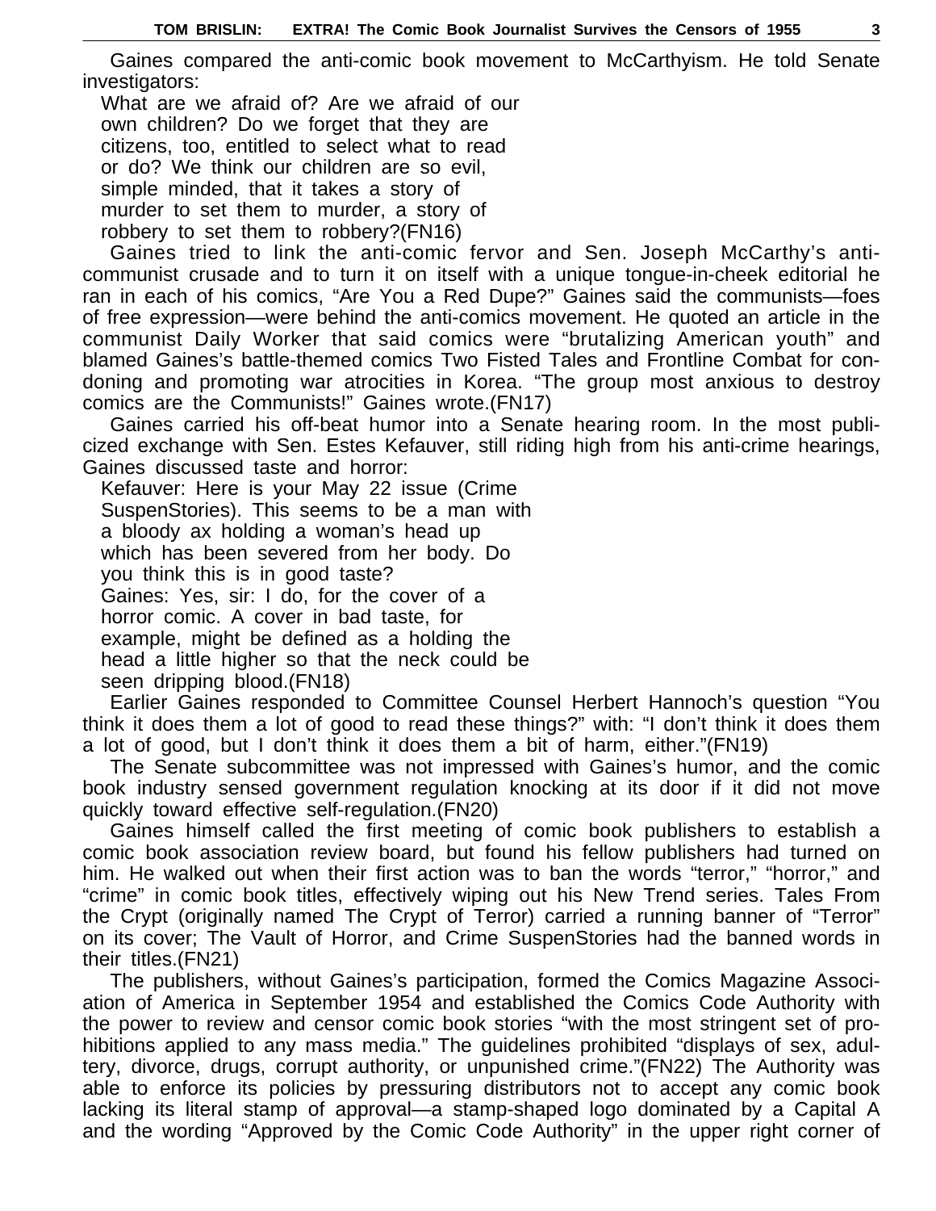Gaines compared the anti-comic book movement to McCarthyism. He told Senate investigators:

> What are we afraid of? Are we afraid of our own children? Do we forget that they are citizens, too, entitled to select what to read or do? We think our children are so evil, simple minded, that it takes a story of murder to set them to murder, a story of robbery to set them to robbery?(FN16)

Gaines tried to link the anti-comic fervor and Sen. Joseph McCarthy's anti-communist crusade and to turn it on itself with a unique tongue-in-cheek editorial he ran in each of his comics, "Are You a Red Dupe?" Gaines said the communists—foes of free expression—were behind the anti-comics movement. He quoted an article in the communist Daily Worker that said comics were "brutalizing American youth" and blamed Gaines's battle-themed comics Two Fisted Tales and Frontline Combat for condoning and promoting war atrocities in Korea. "The group most anxious to destroy comics are the Communists!" Gaines wrote.(FN17)

Gaines carried his off-beat humor into a Senate hearing room. In the most publicized exchange with Sen. Estes Kefauver, still riding high from his anti-crime hearings, Gaines discussed taste and horror:

> Kefauver: Here is your May 22 issue (Crime SuspenStories). This seems to be a man with a bloody ax holding a woman's head up which has been severed from her body. Do you think this is in good taste?
>
> Gaines: Yes, sir: I do, for the cover of a horror comic. A cover in bad taste, for example, might be defined as a holding the head a little higher so that the neck could be seen dripping blood.(FN18)

Earlier Gaines responded to Committee Counsel Herbert Hannoch's question "You think it does them a lot of good to read these things?" with: "I don't think it does them a lot of good, but I don't think it does them a bit of harm, either."(FN19)

The Senate subcommittee was not impressed with Gaines's humor, and the comic book industry sensed government regulation knocking at its door if it did not move quickly toward effective self-regulation.(FN20)

Gaines himself called the first meeting of comic book publishers to establish a comic book association review board, but found his fellow publishers had turned on him. He walked out when their first action was to ban the words "terror," "horror," and "crime" in comic book titles, effectively wiping out his New Trend series. Tales From the Crypt (originally named The Crypt of Terror) carried a running banner of "Terror" on its cover; The Vault of Horror, and Crime SuspenStories had the banned words in their titles.(FN21)

The publishers, without Gaines's participation, formed the Comics Magazine Association of America in September 1954 and established the Comics Code Authority with the power to review and censor comic book stories "with the most stringent set of prohibitions applied to any mass media." The guidelines prohibited "displays of sex, adultery, divorce, drugs, corrupt authority, or unpunished crime."(FN22) The Authority was able to enforce its policies by pressuring distributors not to accept any comic book lacking its literal stamp of approval—a stamp-shaped logo dominated by a Capital A and the wording "Approved by the Comic Code Authority" in the upper right corner of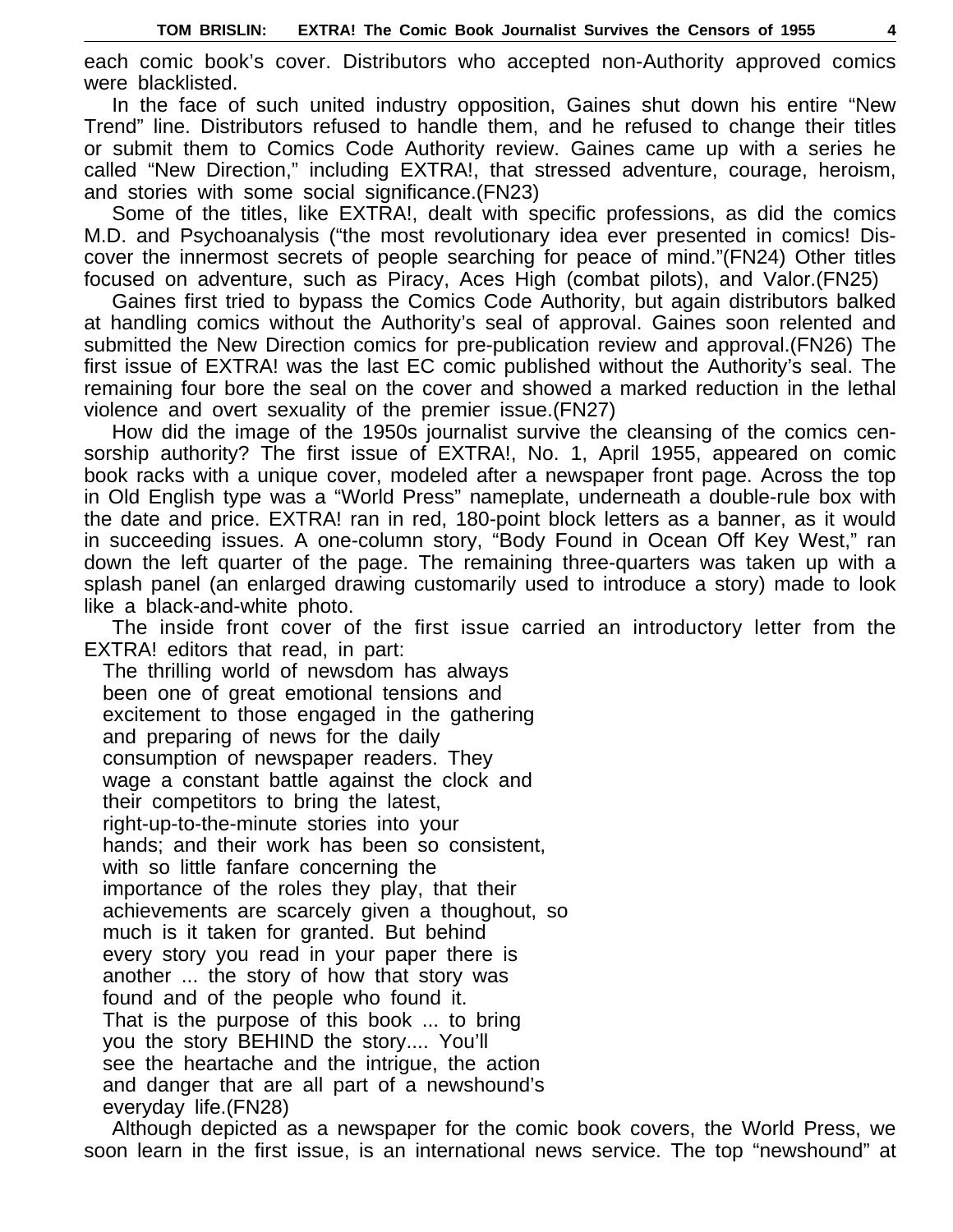each comic book's cover. Distributors who accepted non-Authority approved comics were blacklisted.

In the face of such united industry opposition, Gaines shut down his entire "New Trend" line. Distributors refused to handle them, and he refused to change their titles or submit them to Comics Code Authority review. Gaines came up with a series he called "New Direction," including EXTRA!, that stressed adventure, courage, heroism, and stories with some social significance.(FN23)

Some of the titles, like EXTRA!, dealt with specific professions, as did the comics M.D. and Psychoanalysis ("the most revolutionary idea ever presented in comics! Discover the innermost secrets of people searching for peace of mind."(FN24) Other titles focused on adventure, such as Piracy, Aces High (combat pilots), and Valor.(FN25)

Gaines first tried to bypass the Comics Code Authority, but again distributors balked at handling comics without the Authority's seal of approval. Gaines soon relented and submitted the New Direction comics for pre-publication review and approval.(FN26) The first issue of EXTRA! was the last EC comic published without the Authority's seal. The remaining four bore the seal on the cover and showed a marked reduction in the lethal violence and overt sexuality of the premier issue.(FN27)

How did the image of the 1950s journalist survive the cleansing of the comics censorship authority? The first issue of EXTRA!, No. 1, April 1955, appeared on comic book racks with a unique cover, modeled after a newspaper front page. Across the top in Old English type was a "World Press" nameplate, underneath a double-rule box with the date and price. EXTRA! ran in red, 180-point block letters as a banner, as it would in succeeding issues. A one-column story, "Body Found in Ocean Off Key West," ran down the left quarter of the page. The remaining three-quarters was taken up with a splash panel (an enlarged drawing customarily used to introduce a story) made to look like a black-and-white photo.

The inside front cover of the first issue carried an introductory letter from the EXTRA! editors that read, in part:

> The thrilling world of newsdom has always been one of great emotional tensions and excitement to those engaged in the gathering and preparing of news for the daily consumption of newspaper readers. They wage a constant battle against the clock and their competitors to bring the latest, right-up-to-the-minute stories into your hands; and their work has been so consistent, with so little fanfare concerning the importance of the roles they play, that their achievements are scarcely given a thoughout, so much is it taken for granted. But behind every story you read in your paper there is another ... the story of how that story was found and of the people who found it. That is the purpose of this book ... to bring you the story BEHIND the story.... You'll see the heartache and the intrigue, the action and danger that are all part of a newshound's everyday life.(FN28)

Although depicted as a newspaper for the comic book covers, the World Press, we soon learn in the first issue, is an international news service. The top "newshound" at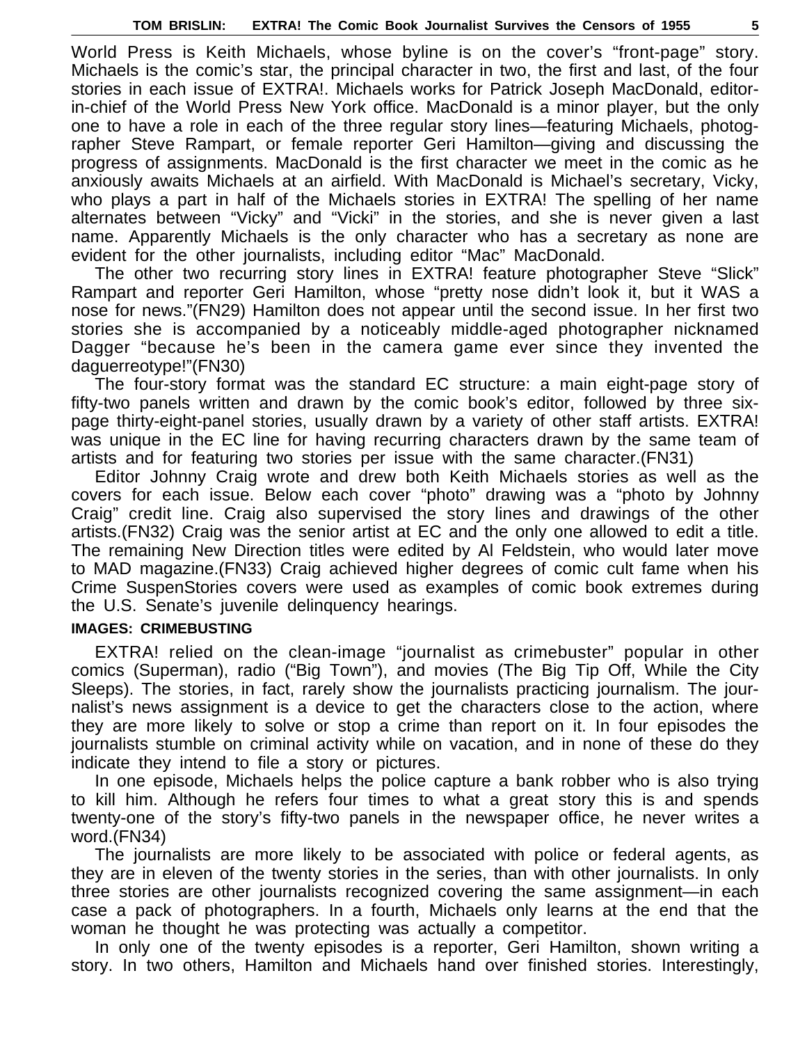World Press is Keith Michaels, whose byline is on the cover's "front-page" story. Michaels is the comic's star, the principal character in two, the first and last, of the four stories in each issue of EXTRA!. Michaels works for Patrick Joseph MacDonald, editor-in-chief of the World Press New York office. MacDonald is a minor player, but the only one to have a role in each of the three regular story lines—featuring Michaels, photographer Steve Rampart, or female reporter Geri Hamilton—giving and discussing the progress of assignments. MacDonald is the first character we meet in the comic as he anxiously awaits Michaels at an airfield. With MacDonald is Michael's secretary, Vicky, who plays a part in half of the Michaels stories in EXTRA! The spelling of her name alternates between "Vicky" and "Vicki" in the stories, and she is never given a last name. Apparently Michaels is the only character who has a secretary as none are evident for the other journalists, including editor "Mac" MacDonald.

The other two recurring story lines in EXTRA! feature photographer Steve "Slick" Rampart and reporter Geri Hamilton, whose "pretty nose didn't look it, but it WAS a nose for news."(FN29) Hamilton does not appear until the second issue. In her first two stories she is accompanied by a noticeably middle-aged photographer nicknamed Dagger "because he's been in the camera game ever since they invented the daguerreotype!"(FN30)

The four-story format was the standard EC structure: a main eight-page story of fifty-two panels written and drawn by the comic book's editor, followed by three six-page thirty-eight-panel stories, usually drawn by a variety of other staff artists. EXTRA! was unique in the EC line for having recurring characters drawn by the same team of artists and for featuring two stories per issue with the same character.(FN31)

Editor Johnny Craig wrote and drew both Keith Michaels stories as well as the covers for each issue. Below each cover "photo" drawing was a "photo by Johnny Craig" credit line. Craig also supervised the story lines and drawings of the other artists.(FN32) Craig was the senior artist at EC and the only one allowed to edit a title. The remaining New Direction titles were edited by Al Feldstein, who would later move to MAD magazine.(FN33) Craig achieved higher degrees of comic cult fame when his Crime SuspenStories covers were used as examples of comic book extremes during the U.S. Senate's juvenile delinquency hearings.

**IMAGES: CRIMEBUSTING**

EXTRA! relied on the clean-image "journalist as crimebuster" popular in other comics (Superman), radio ("Big Town"), and movies (The Big Tip Off, While the City Sleeps). The stories, in fact, rarely show the journalists practicing journalism. The journalist's news assignment is a device to get the characters close to the action, where they are more likely to solve or stop a crime than report on it. In four episodes the journalists stumble on criminal activity while on vacation, and in none of these do they indicate they intend to file a story or pictures.

In one episode, Michaels helps the police capture a bank robber who is also trying to kill him. Although he refers four times to what a great story this is and spends twenty-one of the story's fifty-two panels in the newspaper office, he never writes a word.(FN34)

The journalists are more likely to be associated with police or federal agents, as they are in eleven of the twenty stories in the series, than with other journalists. In only three stories are other journalists recognized covering the same assignment—in each case a pack of photographers. In a fourth, Michaels only learns at the end that the woman he thought he was protecting was actually a competitor.

In only one of the twenty episodes is a reporter, Geri Hamilton, shown writing a story. In two others, Hamilton and Michaels hand over finished stories. Interestingly,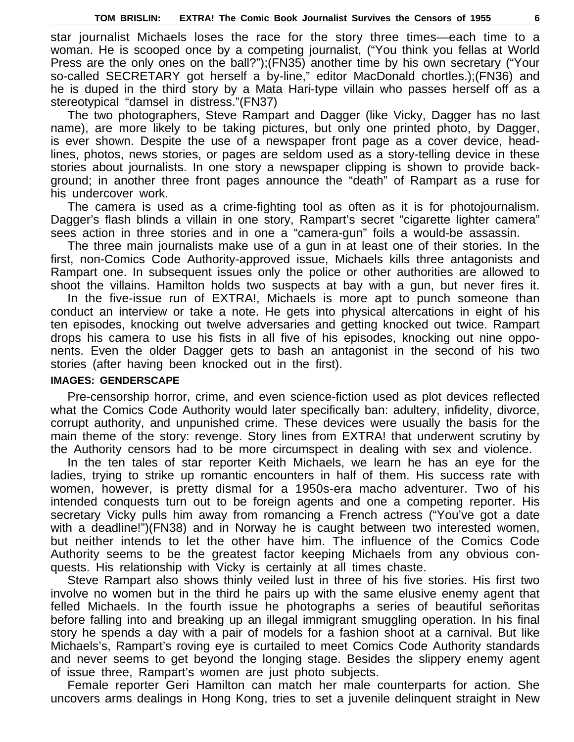star journalist Michaels loses the race for the story three times—each time to a woman. He is scooped once by a competing journalist, ("You think you fellas at World Press are the only ones on the ball?");(FN35) another time by his own secretary ("Your so-called SECRETARY got herself a by-line," editor MacDonald chortles.);(FN36) and he is duped in the third story by a Mata Hari-type villain who passes herself off as a stereotypical "damsel in distress."(FN37)

The two photographers, Steve Rampart and Dagger (like Vicky, Dagger has no last name), are more likely to be taking pictures, but only one printed photo, by Dagger, is ever shown. Despite the use of a newspaper front page as a cover device, headlines, photos, news stories, or pages are seldom used as a story-telling device in these stories about journalists. In one story a newspaper clipping is shown to provide background; in another three front pages announce the "death" of Rampart as a ruse for his undercover work.

The camera is used as a crime-fighting tool as often as it is for photojournalism. Dagger's flash blinds a villain in one story, Rampart's secret "cigarette lighter camera" sees action in three stories and in one a "camera-gun" foils a would-be assassin.

The three main journalists make use of a gun in at least one of their stories. In the first, non-Comics Code Authority-approved issue, Michaels kills three antagonists and Rampart one. In subsequent issues only the police or other authorities are allowed to shoot the villains. Hamilton holds two suspects at bay with a gun, but never fires it.

In the five-issue run of EXTRA!, Michaels is more apt to punch someone than conduct an interview or take a note. He gets into physical altercations in eight of his ten episodes, knocking out twelve adversaries and getting knocked out twice. Rampart drops his camera to use his fists in all five of his episodes, knocking out nine opponents. Even the older Dagger gets to bash an antagonist in the second of his two stories (after having been knocked out in the first).

#### IMAGES: GENDERSCAPE

Pre-censorship horror, crime, and even science-fiction used as plot devices reflected what the Comics Code Authority would later specifically ban: adultery, infidelity, divorce, corrupt authority, and unpunished crime. These devices were usually the basis for the main theme of the story: revenge. Story lines from EXTRA! that underwent scrutiny by the Authority censors had to be more circumspect in dealing with sex and violence.

In the ten tales of star reporter Keith Michaels, we learn he has an eye for the ladies, trying to strike up romantic encounters in half of them. His success rate with women, however, is pretty dismal for a 1950s-era macho adventurer. Two of his intended conquests turn out to be foreign agents and one a competing reporter. His secretary Vicky pulls him away from romancing a French actress ("You've got a date with a deadline!")(FN38) and in Norway he is caught between two interested women, but neither intends to let the other have him. The influence of the Comics Code Authority seems to be the greatest factor keeping Michaels from any obvious conquests. His relationship with Vicky is certainly at all times chaste.

Steve Rampart also shows thinly veiled lust in three of his five stories. His first two involve no women but in the third he pairs up with the same elusive enemy agent that felled Michaels. In the fourth issue he photographs a series of beautiful señoritas before falling into and breaking up an illegal immigrant smuggling operation. In his final story he spends a day with a pair of models for a fashion shoot at a carnival. But like Michaels's, Rampart's roving eye is curtailed to meet Comics Code Authority standards and never seems to get beyond the longing stage. Besides the slippery enemy agent of issue three, Rampart's women are just photo subjects.

Female reporter Geri Hamilton can match her male counterparts for action. She uncovers arms dealings in Hong Kong, tries to set a juvenile delinquent straight in New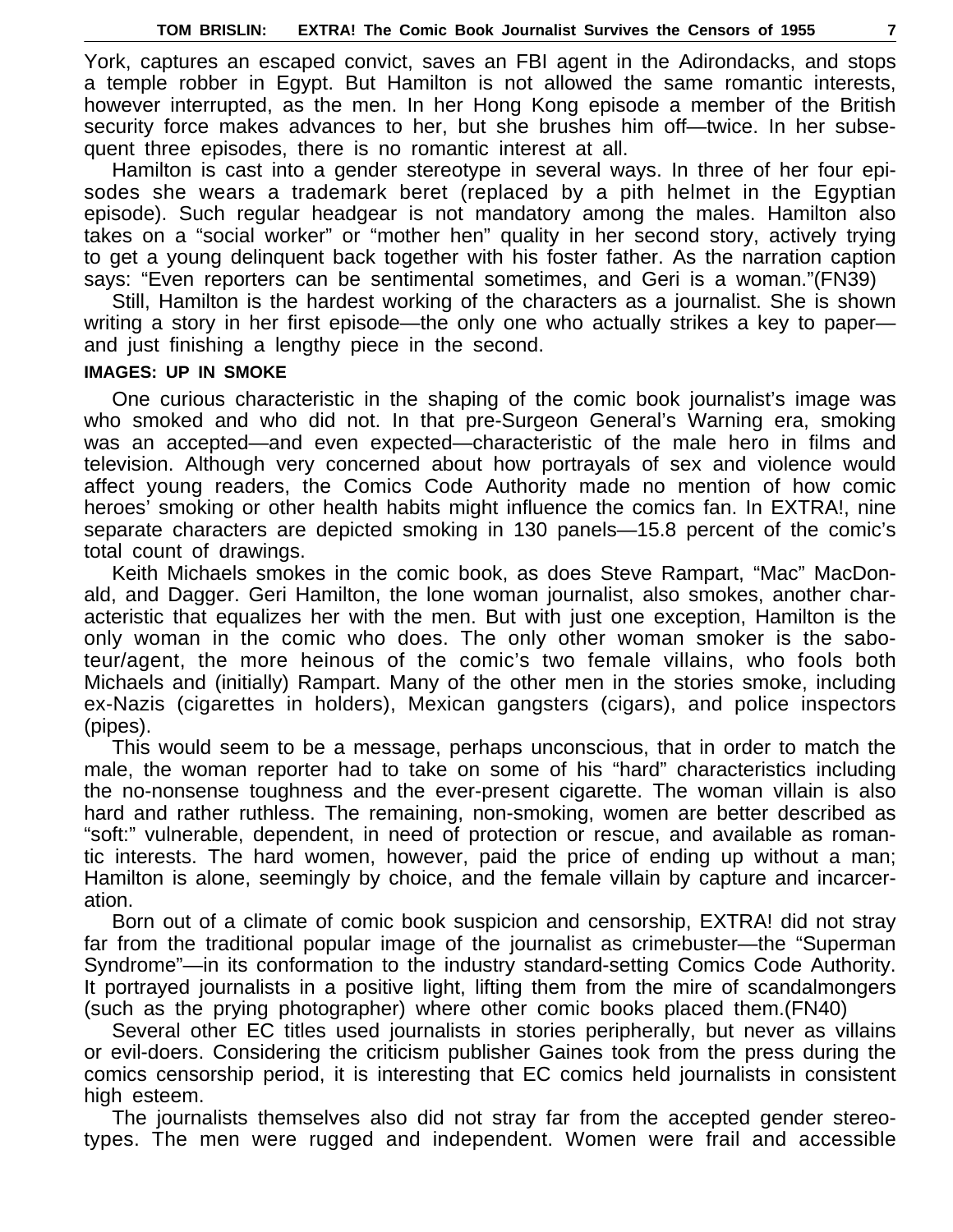York, captures an escaped convict, saves an FBI agent in the Adirondacks, and stops a temple robber in Egypt. But Hamilton is not allowed the same romantic interests, however interrupted, as the men. In her Hong Kong episode a member of the British security force makes advances to her, but she brushes him off—twice. In her subsequent three episodes, there is no romantic interest at all.

Hamilton is cast into a gender stereotype in several ways. In three of her four episodes she wears a trademark beret (replaced by a pith helmet in the Egyptian episode). Such regular headgear is not mandatory among the males. Hamilton also takes on a "social worker" or "mother hen" quality in her second story, actively trying to get a young delinquent back together with his foster father. As the narration caption says: "Even reporters can be sentimental sometimes, and Geri is a woman."(FN39)

Still, Hamilton is the hardest working of the characters as a journalist. She is shown writing a story in her first episode—the only one who actually strikes a key to paper—and just finishing a lengthy piece in the second.

### IMAGES: UP IN SMOKE

One curious characteristic in the shaping of the comic book journalist's image was who smoked and who did not. In that pre-Surgeon General's Warning era, smoking was an accepted—and even expected—characteristic of the male hero in films and television. Although very concerned about how portrayals of sex and violence would affect young readers, the Comics Code Authority made no mention of how comic heroes' smoking or other health habits might influence the comics fan. In EXTRA!, nine separate characters are depicted smoking in 130 panels—15.8 percent of the comic's total count of drawings.

Keith Michaels smokes in the comic book, as does Steve Rampart, "Mac" MacDonald, and Dagger. Geri Hamilton, the lone woman journalist, also smokes, another characteristic that equalizes her with the men. But with just one exception, Hamilton is the only woman in the comic who does. The only other woman smoker is the saboteur/agent, the more heinous of the comic's two female villains, who fools both Michaels and (initially) Rampart. Many of the other men in the stories smoke, including ex-Nazis (cigarettes in holders), Mexican gangsters (cigars), and police inspectors (pipes).

This would seem to be a message, perhaps unconscious, that in order to match the male, the woman reporter had to take on some of his "hard" characteristics including the no-nonsense toughness and the ever-present cigarette. The woman villain is also hard and rather ruthless. The remaining, non-smoking, women are better described as "soft:" vulnerable, dependent, in need of protection or rescue, and available as romantic interests. The hard women, however, paid the price of ending up without a man; Hamilton is alone, seemingly by choice, and the female villain by capture and incarceration.

Born out of a climate of comic book suspicion and censorship, EXTRA! did not stray far from the traditional popular image of the journalist as crimebuster—the "Superman Syndrome"—in its conformation to the industry standard-setting Comics Code Authority. It portrayed journalists in a positive light, lifting them from the mire of scandalmongers (such as the prying photographer) where other comic books placed them.(FN40)

Several other EC titles used journalists in stories peripherally, but never as villains or evil-doers. Considering the criticism publisher Gaines took from the press during the comics censorship period, it is interesting that EC comics held journalists in consistent high esteem.

The journalists themselves also did not stray far from the accepted gender stereotypes. The men were rugged and independent. Women were frail and accessible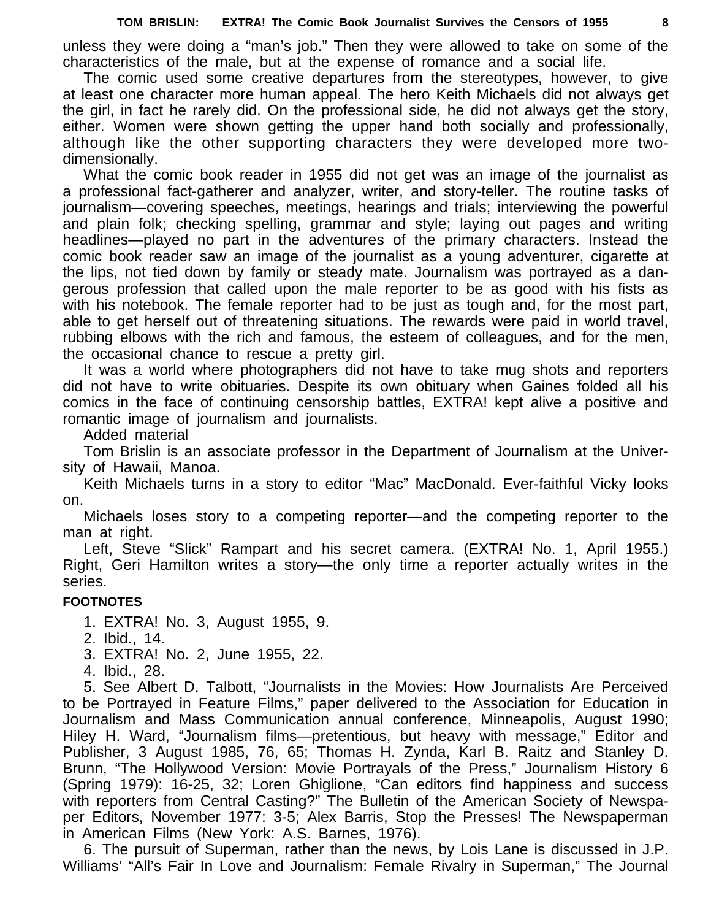unless they were doing a "man's job." Then they were allowed to take on some of the characteristics of the male, but at the expense of romance and a social life.

The comic used some creative departures from the stereotypes, however, to give at least one character more human appeal. The hero Keith Michaels did not always get the girl, in fact he rarely did. On the professional side, he did not always get the story, either. Women were shown getting the upper hand both socially and professionally, although like the other supporting characters they were developed more two-dimensionally.

What the comic book reader in 1955 did not get was an image of the journalist as a professional fact-gatherer and analyzer, writer, and story-teller. The routine tasks of journalism—covering speeches, meetings, hearings and trials; interviewing the powerful and plain folk; checking spelling, grammar and style; laying out pages and writing headlines—played no part in the adventures of the primary characters. Instead the comic book reader saw an image of the journalist as a young adventurer, cigarette at the lips, not tied down by family or steady mate. Journalism was portrayed as a dangerous profession that called upon the male reporter to be as good with his fists as with his notebook. The female reporter had to be just as tough and, for the most part, able to get herself out of threatening situations. The rewards were paid in world travel, rubbing elbows with the rich and famous, the esteem of colleagues, and for the men, the occasional chance to rescue a pretty girl.

It was a world where photographers did not have to take mug shots and reporters did not have to write obituaries. Despite its own obituary when Gaines folded all his comics in the face of continuing censorship battles, EXTRA! kept alive a positive and romantic image of journalism and journalists.

Added material

Tom Brislin is an associate professor in the Department of Journalism at the University of Hawaii, Manoa.

Keith Michaels turns in a story to editor "Mac" MacDonald. Ever-faithful Vicky looks on.

Michaels loses story to a competing reporter—and the competing reporter to the man at right.

Left, Steve "Slick" Rampart and his secret camera. (EXTRA! No. 1, April 1955.) Right, Geri Hamilton writes a story—the only time a reporter actually writes in the series.

**FOOTNOTES**

1. EXTRA! No. 3, August 1955, 9.
2. Ibid., 14.
3. EXTRA! No. 2, June 1955, 22.
4. Ibid., 28.
5. See Albert D. Talbott, "Journalists in the Movies: How Journalists Are Perceived to be Portrayed in Feature Films," paper delivered to the Association for Education in Journalism and Mass Communication annual conference, Minneapolis, August 1990; Hiley H. Ward, "Journalism films—pretentious, but heavy with message," Editor and Publisher, 3 August 1985, 76, 65; Thomas H. Zynda, Karl B. Raitz and Stanley D. Brunn, "The Hollywood Version: Movie Portrayals of the Press," Journalism History 6 (Spring 1979): 16-25, 32; Loren Ghiglione, "Can editors find happiness and success with reporters from Central Casting?" The Bulletin of the American Society of Newspaper Editors, November 1977: 3-5; Alex Barris, Stop the Presses! The Newspaperman in American Films (New York: A.S. Barnes, 1976).
6. The pursuit of Superman, rather than the news, by Lois Lane is discussed in J.P. Williams' "All's Fair In Love and Journalism: Female Rivalry in Superman," The Journal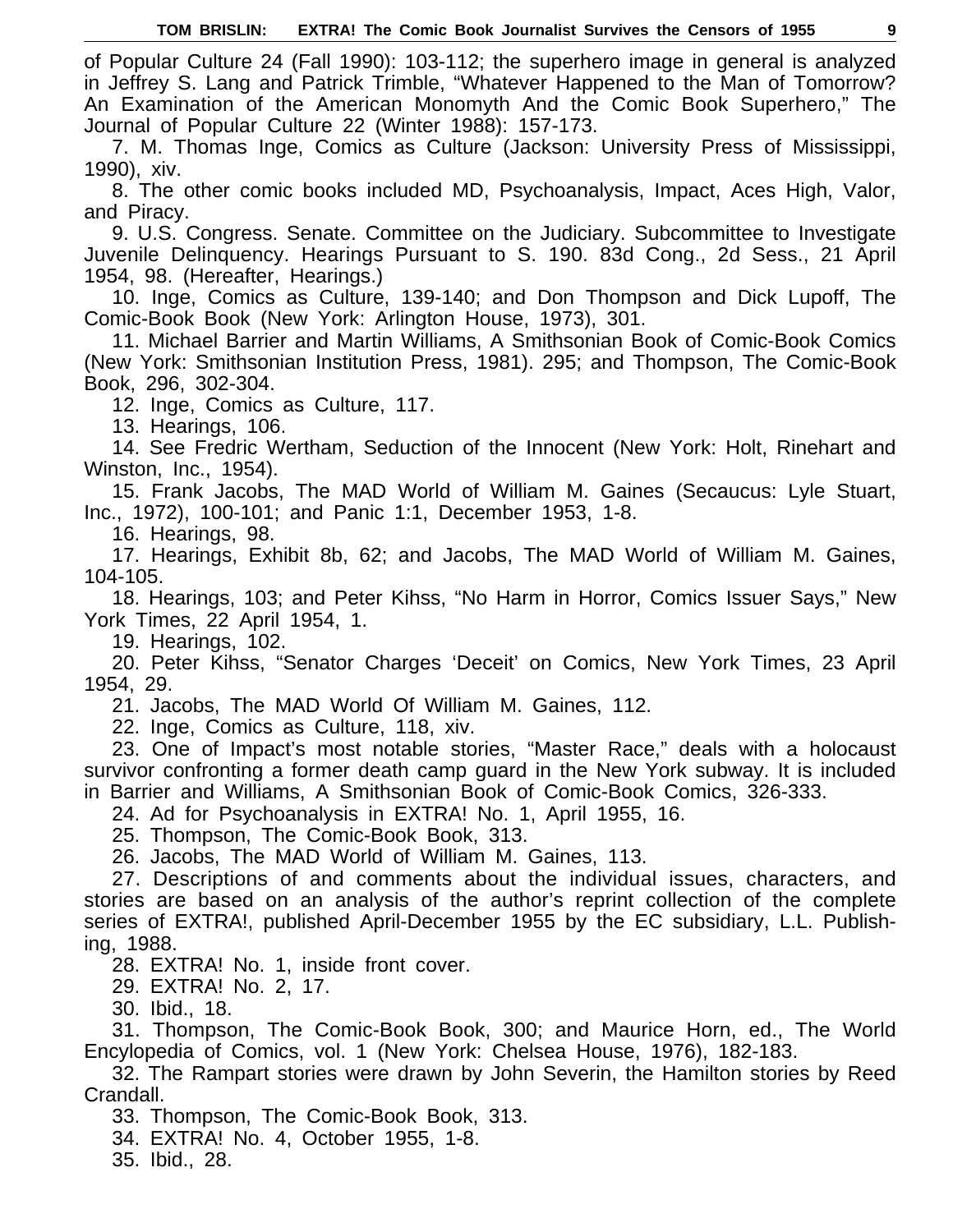of Popular Culture 24 (Fall 1990): 103-112; the superhero image in general is analyzed in Jeffrey S. Lang and Patrick Trimble, "Whatever Happened to the Man of Tomorrow? An Examination of the American Monomyth And the Comic Book Superhero," The Journal of Popular Culture 22 (Winter 1988): 157-173.

7. M. Thomas Inge, Comics as Culture (Jackson: University Press of Mississippi, 1990), xiv.

8. The other comic books included MD, Psychoanalysis, Impact, Aces High, Valor, and Piracy.

9. U.S. Congress. Senate. Committee on the Judiciary. Subcommittee to Investigate Juvenile Delinquency. Hearings Pursuant to S. 190. 83d Cong., 2d Sess., 21 April 1954, 98. (Hereafter, Hearings.)

10. Inge, Comics as Culture, 139-140; and Don Thompson and Dick Lupoff, The Comic-Book Book (New York: Arlington House, 1973), 301.

11. Michael Barrier and Martin Williams, A Smithsonian Book of Comic-Book Comics (New York: Smithsonian Institution Press, 1981). 295; and Thompson, The Comic-Book Book, 296, 302-304.

12. Inge, Comics as Culture, 117.

13. Hearings, 106.

14. See Fredric Wertham, Seduction of the Innocent (New York: Holt, Rinehart and Winston, Inc., 1954).

15. Frank Jacobs, The MAD World of William M. Gaines (Secaucus: Lyle Stuart, Inc., 1972), 100-101; and Panic 1:1, December 1953, 1-8.

16. Hearings, 98.

17. Hearings, Exhibit 8b, 62; and Jacobs, The MAD World of William M. Gaines, 104-105.

18. Hearings, 103; and Peter Kihss, "No Harm in Horror, Comics Issuer Says," New York Times, 22 April 1954, 1.

19. Hearings, 102.

20. Peter Kihss, "Senator Charges 'Deceit' on Comics, New York Times, 23 April 1954, 29.

21. Jacobs, The MAD World Of William M. Gaines, 112.

22. Inge, Comics as Culture, 118, xiv.

23. One of Impact's most notable stories, "Master Race," deals with a holocaust survivor confronting a former death camp guard in the New York subway. It is included in Barrier and Williams, A Smithsonian Book of Comic-Book Comics, 326-333.

24. Ad for Psychoanalysis in EXTRA! No. 1, April 1955, 16.

25. Thompson, The Comic-Book Book, 313.

26. Jacobs, The MAD World of William M. Gaines, 113.

27. Descriptions of and comments about the individual issues, characters, and stories are based on an analysis of the author's reprint collection of the complete series of EXTRA!, published April-December 1955 by the EC subsidiary, L.L. Publishing, 1988.

28. EXTRA! No. 1, inside front cover.

29. EXTRA! No. 2, 17.

30. Ibid., 18.

31. Thompson, The Comic-Book Book, 300; and Maurice Horn, ed., The World Encylopedia of Comics, vol. 1 (New York: Chelsea House, 1976), 182-183.

32. The Rampart stories were drawn by John Severin, the Hamilton stories by Reed Crandall.

33. Thompson, The Comic-Book Book, 313.

34. EXTRA! No. 4, October 1955, 1-8.

35. Ibid., 28.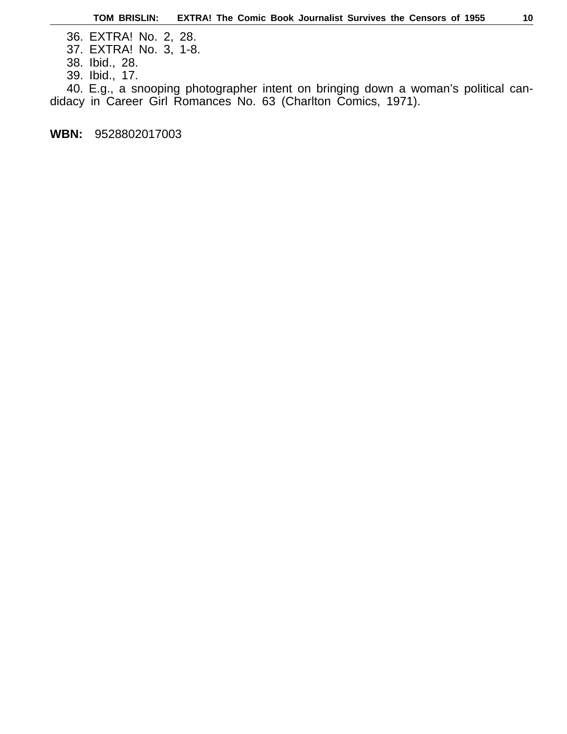36. EXTRA! No. 2, 28.
37. EXTRA! No. 3, 1-8.
38. Ibid., 28.
39. Ibid., 17.
40. E.g., a snooping photographer intent on bringing down a woman's political candidacy in Career Girl Romances No. 63 (Charlton Comics, 1971).

**WBN:** 9528802017003